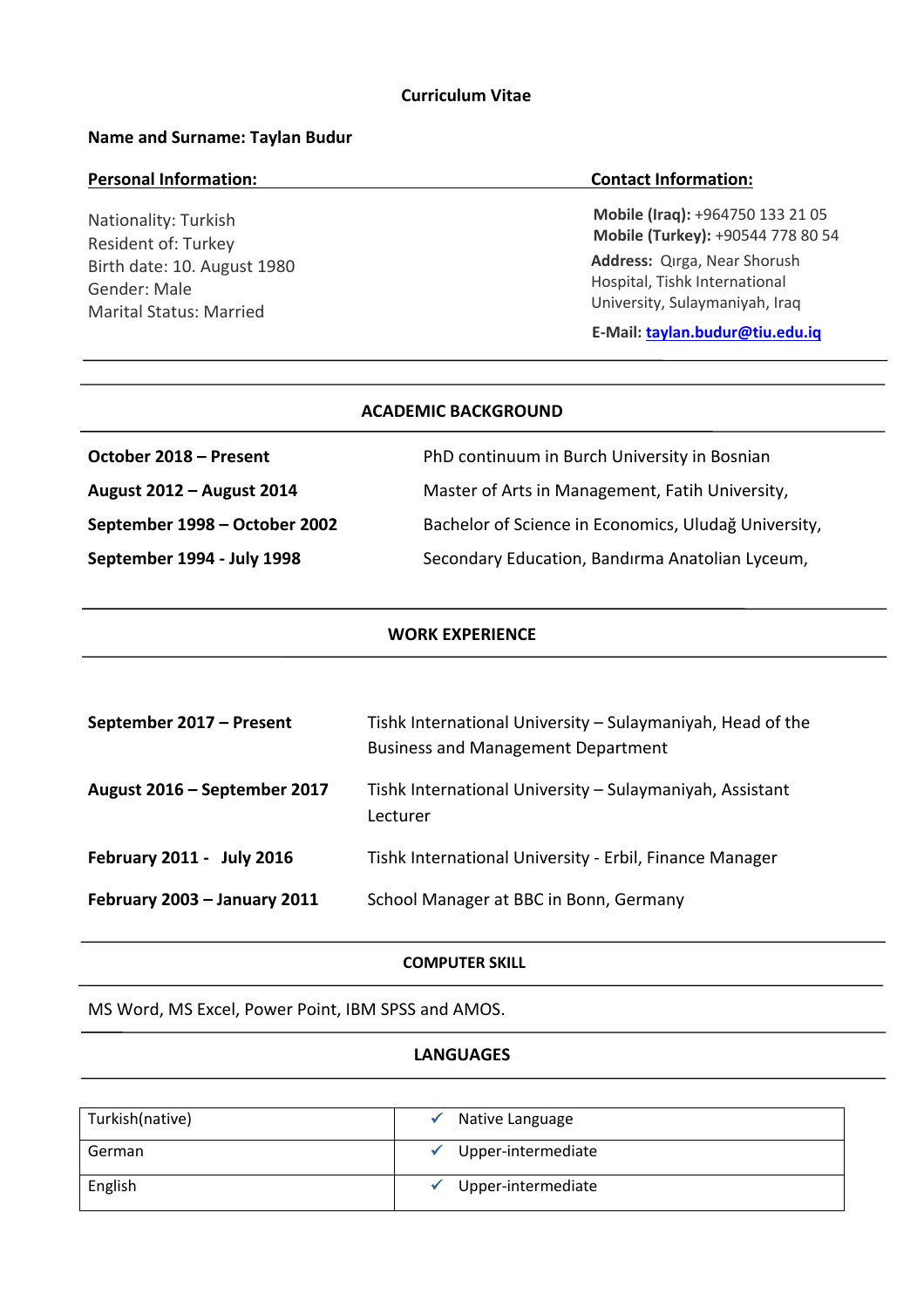# Curriculum Vitae

**Name and Surname: Taylan Budur**

**Personal Information:**

Nationality: Turkish
Resident of: Turkey
Birth date: 10. August 1980
Gender: Male
Marital Status: Married

**Contact Information:**

**Mobile (Iraq):** +964750 133 21 05
**Mobile (Turkey):** +90544 778 80 54
**Address:** Qırga, Near Shorush Hospital, Tishk International University, Sulaymaniyah, Iraq
**E-Mail:** taylan.budur@tiu.edu.iq

## ACADEMIC BACKGROUND

| | |
|---|---|
| **October 2018 – Present** | PhD continuum in Burch University in Bosnian |
| **August 2012 – August 2014** | Master of Arts in Management, Fatih University, |
| **September 1998 – October 2002** | Bachelor of Science in Economics, Uludağ University, |
| **September 1994 - July 1998** | Secondary Education, Bandırma Anatolian Lyceum, |

## WORK EXPERIENCE

| | |
|---|---|
| **September 2017 – Present** | Tishk International University – Sulaymaniyah, Head of the Business and Management Department |
| **August 2016 – September 2017** | Tishk International University – Sulaymaniyah, Assistant Lecturer |
| **February 2011 - July 2016** | Tishk International University - Erbil, Finance Manager |
| **February 2003 – January 2011** | School Manager at BBC in Bonn, Germany |

## COMPUTER SKILL

MS Word, MS Excel, Power Point, IBM SPSS and AMOS.

## LANGUAGES

| | |
|---|---|
| Turkish(native) | ✓ Native Language |
| German | ✓ Upper-intermediate |
| English | ✓ Upper-intermediate |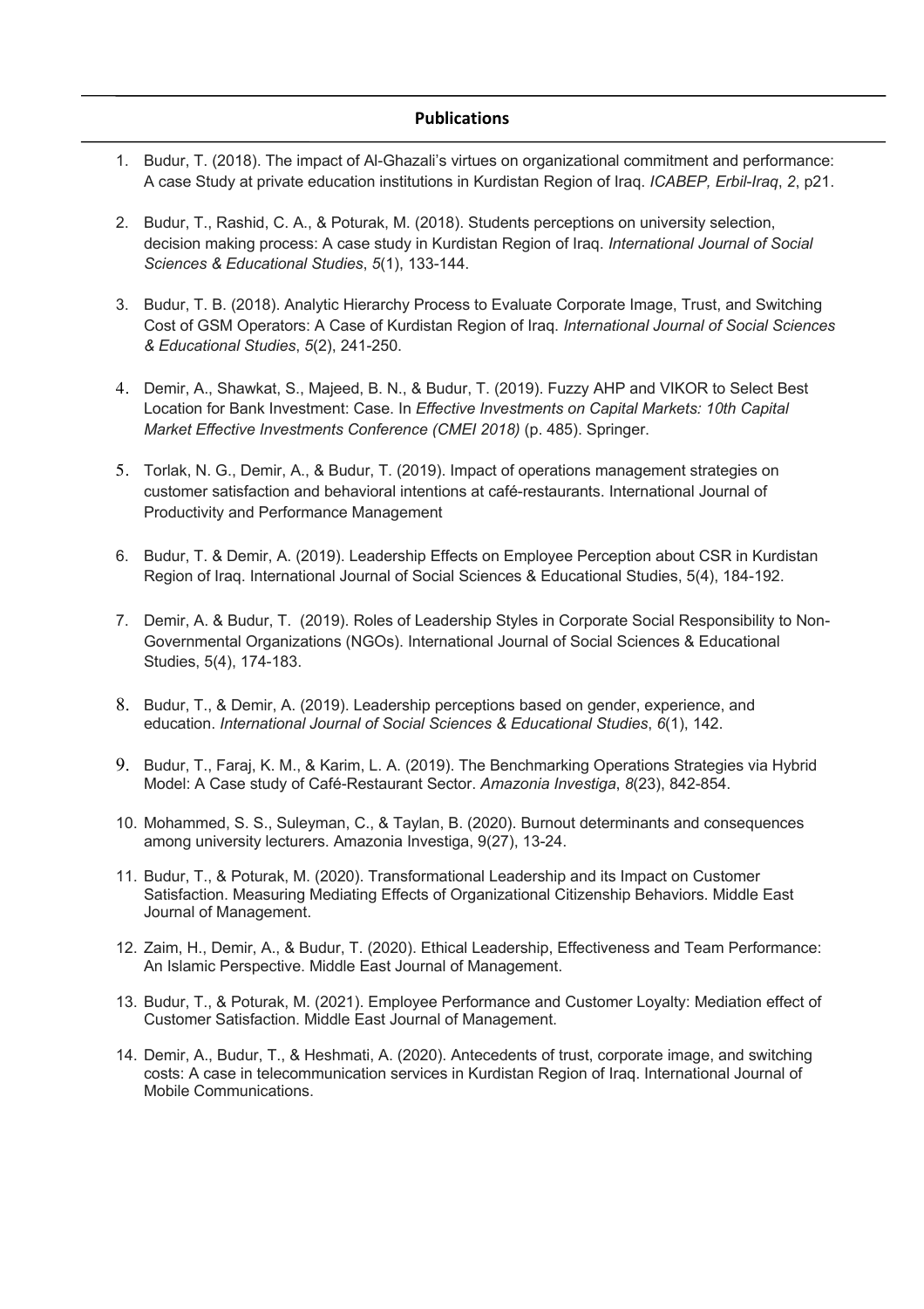## Publications

1. Budur, T. (2018). The impact of Al-Ghazali's virtues on organizational commitment and performance: A case Study at private education institutions in Kurdistan Region of Iraq. *ICABEP, Erbil-Iraq*, *2*, p21.
2. Budur, T., Rashid, C. A., & Poturak, M. (2018). Students perceptions on university selection, decision making process: A case study in Kurdistan Region of Iraq. *International Journal of Social Sciences & Educational Studies*, *5*(1), 133-144.
3. Budur, T. B. (2018). Analytic Hierarchy Process to Evaluate Corporate Image, Trust, and Switching Cost of GSM Operators: A Case of Kurdistan Region of Iraq. *International Journal of Social Sciences & Educational Studies*, *5*(2), 241-250.
4. Demir, A., Shawkat, S., Majeed, B. N., & Budur, T. (2019). Fuzzy AHP and VIKOR to Select Best Location for Bank Investment: Case. In *Effective Investments on Capital Markets: 10th Capital Market Effective Investments Conference (CMEI 2018)* (p. 485). Springer.
5. Torlak, N. G., Demir, A., & Budur, T. (2019). Impact of operations management strategies on customer satisfaction and behavioral intentions at café-restaurants. International Journal of Productivity and Performance Management
6. Budur, T. & Demir, A. (2019). Leadership Effects on Employee Perception about CSR in Kurdistan Region of Iraq. International Journal of Social Sciences & Educational Studies, 5(4), 184-192.
7. Demir, A. & Budur, T. (2019). Roles of Leadership Styles in Corporate Social Responsibility to Non-Governmental Organizations (NGOs). International Journal of Social Sciences & Educational Studies, 5(4), 174-183.
8. Budur, T., & Demir, A. (2019). Leadership perceptions based on gender, experience, and education. *International Journal of Social Sciences & Educational Studies*, *6*(1), 142.
9. Budur, T., Faraj, K. M., & Karim, L. A. (2019). The Benchmarking Operations Strategies via Hybrid Model: A Case study of Café-Restaurant Sector. *Amazonia Investiga*, *8*(23), 842-854.
10. Mohammed, S. S., Suleyman, C., & Taylan, B. (2020). Burnout determinants and consequences among university lecturers. Amazonia Investiga, 9(27), 13-24.
11. Budur, T., & Poturak, M. (2020). Transformational Leadership and its Impact on Customer Satisfaction. Measuring Mediating Effects of Organizational Citizenship Behaviors. Middle East Journal of Management.
12. Zaim, H., Demir, A., & Budur, T. (2020). Ethical Leadership, Effectiveness and Team Performance: An Islamic Perspective. Middle East Journal of Management.
13. Budur, T., & Poturak, M. (2021). Employee Performance and Customer Loyalty: Mediation effect of Customer Satisfaction. Middle East Journal of Management.
14. Demir, A., Budur, T., & Heshmati, A. (2020). Antecedents of trust, corporate image, and switching costs: A case in telecommunication services in Kurdistan Region of Iraq. International Journal of Mobile Communications.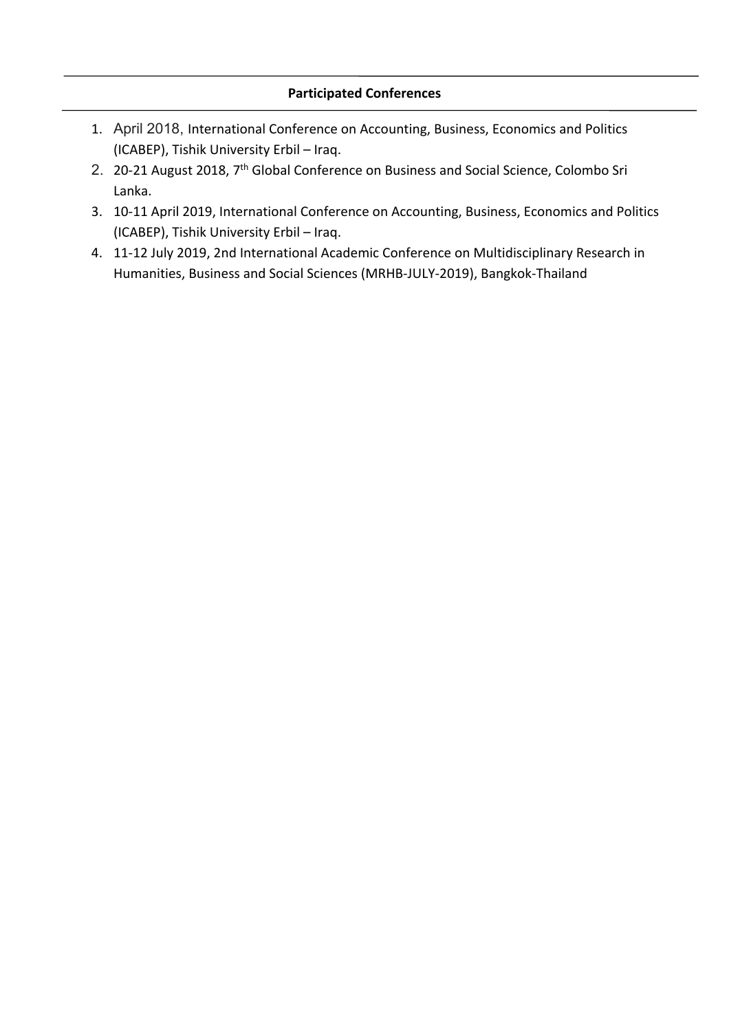**Participated Conferences**

1. April 2018, International Conference on Accounting, Business, Economics and Politics (ICABEP), Tishik University Erbil – Iraq.
2. 20-21 August 2018, 7th Global Conference on Business and Social Science, Colombo Sri Lanka.
3. 10-11 April 2019, International Conference on Accounting, Business, Economics and Politics (ICABEP), Tishik University Erbil – Iraq.
4. 11-12 July 2019, 2nd International Academic Conference on Multidisciplinary Research in Humanities, Business and Social Sciences (MRHB-JULY-2019), Bangkok-Thailand